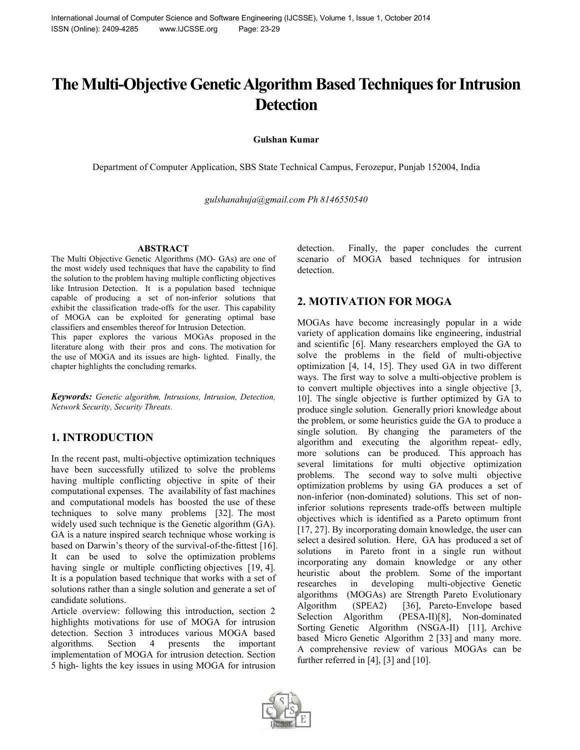# The Multi-Objective Genetic Algorithm Based Techniques for Intrusion Detection

**Gulshan Kumar**

Department of Computer Application, SBS State Technical Campus, Ferozepur, Punjab 152004, India

*gulshanahuja@gmail.com Ph 8146550540*

### ABSTRACT

The Multi Objective Genetic Algorithms (MO- GAs) are one of the most widely used techniques that have the capability to find the solution to the problem having multiple conflicting objectives like Intrusion Detection. It is a population based technique capable of producing a set of non-inferior solutions that exhibit the classification trade-offs for the user. This capability of MOGA can be exploited for generating optimal base classifiers and ensembles thereof for Intrusion Detection.

This paper explores the various MOGAs proposed in the literature along with their pros and cons. The motivation for the use of MOGA and its issues are high- lighted. Finally, the chapter highlights the concluding remarks.

***Keywords:*** *Genetic algorithm, Intrusions, Intrusion, Detection, Network Security, Security Threats.*

## 1. INTRODUCTION

In the recent past, multi-objective optimization techniques have been successfully utilized to solve the problems having multiple conflicting objective in spite of their computational expenses. The availability of fast machines and computational models has boosted the use of these techniques to solve many problems [32]. The most widely used such technique is the Genetic algorithm (GA). GA is a nature inspired search technique whose working is based on Darwin's theory of the survival-of-the-fittest [16]. It can be used to solve the optimization problems having single or multiple conflicting objectives [19, 4]. It is a population based technique that works with a set of solutions rather than a single solution and generate a set of candidate solutions.

Article overview: following this introduction, section 2 highlights motivations for use of MOGA for intrusion detection. Section 3 introduces various MOGA based algorithms. Section 4 presents the important implementation of MOGA for intrusion detection. Section 5 high- lights the key issues in using MOGA for intrusion detection. Finally, the paper concludes the current scenario of MOGA based techniques for intrusion detection.

## 2. MOTIVATION FOR MOGA

MOGAs have become increasingly popular in a wide variety of application domains like engineering, industrial and scientific [6]. Many researchers employed the GA to solve the problems in the field of multi-objective optimization [4, 14, 15]. They used GA in two different ways. The first way to solve a multi-objective problem is to convert multiple objectives into a single objective [3, 10]. The single objective is further optimized by GA to produce single solution. Generally priori knowledge about the problem, or some heuristics guide the GA to produce a single solution. By changing the parameters of the algorithm and executing the algorithm repeat- edly, more solutions can be produced. This approach has several limitations for multi objective optimization problems. The second way to solve multi objective optimization problems by using GA produces a set of non-inferior (non-dominated) solutions. This set of non-inferior solutions represents trade-offs between multiple objectives which is identified as a Pareto optimum front [17, 27]. By incorporating domain knowledge, the user can select a desired solution. Here, GA has produced a set of solutions in Pareto front in a single run without incorporating any domain knowledge or any other heuristic about the problem. Some of the important researches in developing multi-objective Genetic algorithms (MOGAs) are Strength Pareto Evolutionary Algorithm (SPEA2) [36], Pareto-Envelope based Selection Algorithm (PESA-II)[8], Non-dominated Sorting Genetic Algorithm (NSGA-II) [11], Archive based Micro Genetic Algorithm 2 [33] and many more. A comprehensive review of various MOGAs can be further referred in [4], [3] and [10].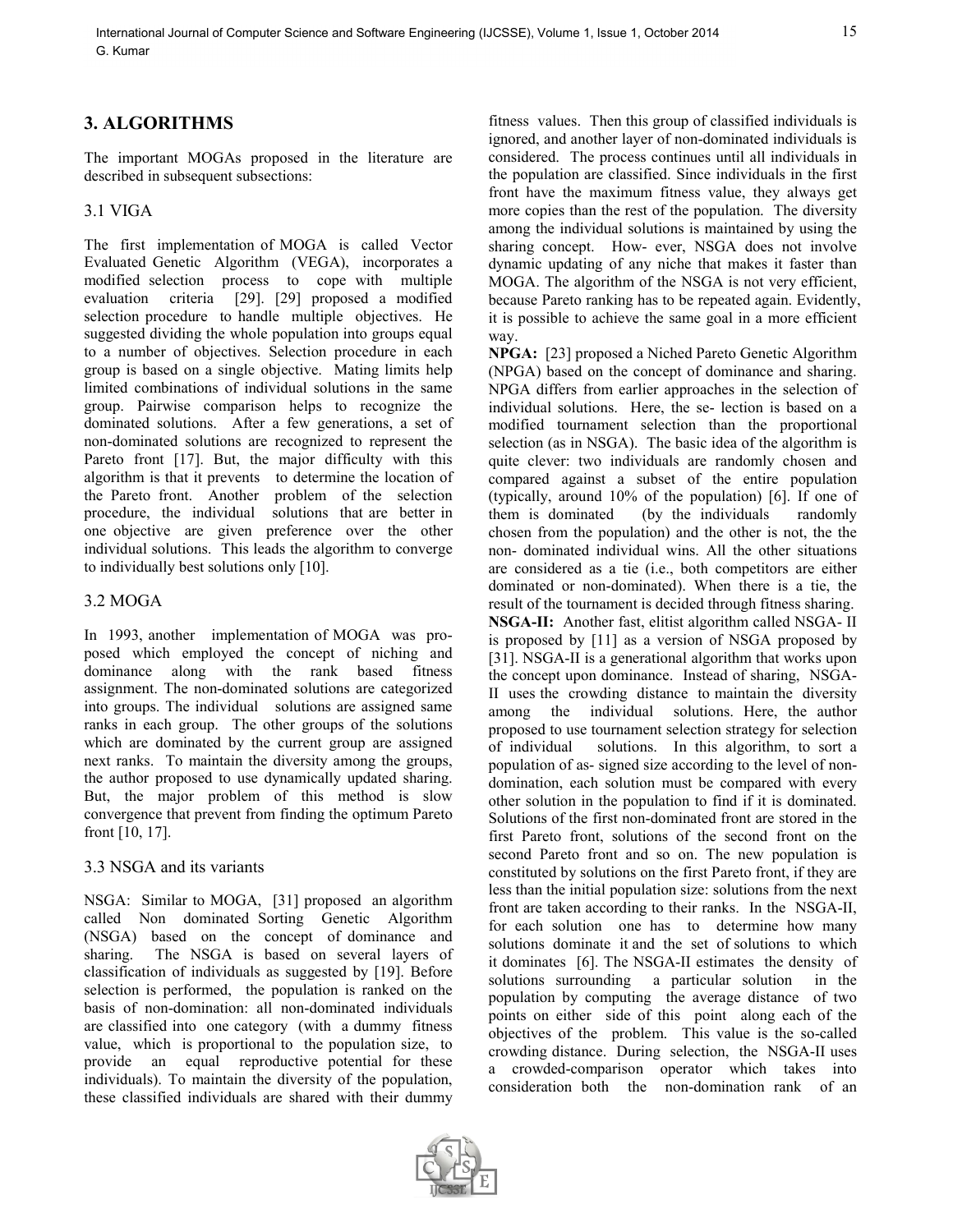## 3. ALGORITHMS

The important MOGAs proposed in the literature are described in subsequent subsections:

### 3.1 VIGA

The first implementation of MOGA is called Vector Evaluated Genetic Algorithm (VEGA), incorporates a modified selection process to cope with multiple evaluation criteria [29]. [29] proposed a modified selection procedure to handle multiple objectives. He suggested dividing the whole population into groups equal to a number of objectives. Selection procedure in each group is based on a single objective. Mating limits help limited combinations of individual solutions in the same group. Pairwise comparison helps to recognize the dominated solutions. After a few generations, a set of non-dominated solutions are recognized to represent the Pareto front [17]. But, the major difficulty with this algorithm is that it prevents to determine the location of the Pareto front. Another problem of the selection procedure, the individual solutions that are better in one objective are given preference over the other individual solutions. This leads the algorithm to converge to individually best solutions only [10].

### 3.2 MOGA

In 1993, another implementation of MOGA was proposed which employed the concept of niching and dominance along with the rank based fitness assignment. The non-dominated solutions are categorized into groups. The individual solutions are assigned same ranks in each group. The other groups of the solutions which are dominated by the current group are assigned next ranks. To maintain the diversity among the groups, the author proposed to use dynamically updated sharing. But, the major problem of this method is slow convergence that prevent from finding the optimum Pareto front [10, 17].

### 3.3 NSGA and its variants

NSGA: Similar to MOGA, [31] proposed an algorithm called Non dominated Sorting Genetic Algorithm (NSGA) based on the concept of dominance and sharing. The NSGA is based on several layers of classification of individuals as suggested by [19]. Before selection is performed, the population is ranked on the basis of non-domination: all non-dominated individuals are classified into one category (with a dummy fitness value, which is proportional to the population size, to provide an equal reproductive potential for these individuals). To maintain the diversity of the population, these classified individuals are shared with their dummy fitness values. Then this group of classified individuals is ignored, and another layer of non-dominated individuals is considered. The process continues until all individuals in the population are classified. Since individuals in the first front have the maximum fitness value, they always get more copies than the rest of the population. The diversity among the individual solutions is maintained by using the sharing concept. How- ever, NSGA does not involve dynamic updating of any niche that makes it faster than MOGA. The algorithm of the NSGA is not very efficient, because Pareto ranking has to be repeated again. Evidently, it is possible to achieve the same goal in a more efficient way.

**NPGA:** [23] proposed a Niched Pareto Genetic Algorithm (NPGA) based on the concept of dominance and sharing. NPGA differs from earlier approaches in the selection of individual solutions. Here, the se- lection is based on a modified tournament selection than the proportional selection (as in NSGA). The basic idea of the algorithm is quite clever: two individuals are randomly chosen and compared against a subset of the entire population (typically, around 10% of the population) [6]. If one of them is dominated (by the individuals randomly chosen from the population) and the other is not, the the non- dominated individual wins. All the other situations are considered as a tie (i.e., both competitors are either dominated or non-dominated). When there is a tie, the result of the tournament is decided through fitness sharing.

**NSGA-II:** Another fast, elitist algorithm called NSGA- II is proposed by [11] as a version of NSGA proposed by [31]. NSGA-II is a generational algorithm that works upon the concept upon dominance. Instead of sharing, NSGA-II uses the crowding distance to maintain the diversity among the individual solutions. Here, the author proposed to use tournament selection strategy for selection of individual solutions. In this algorithm, to sort a population of as- signed size according to the level of non-domination, each solution must be compared with every other solution in the population to find if it is dominated. Solutions of the first non-dominated front are stored in the first Pareto front, solutions of the second front on the second Pareto front and so on. The new population is constituted by solutions on the first Pareto front, if they are less than the initial population size: solutions from the next front are taken according to their ranks. In the NSGA-II, for each solution one has to determine how many solutions dominate it and the set of solutions to which it dominates [6]. The NSGA-II estimates the density of solutions surrounding a particular solution in the population by computing the average distance of two points on either side of this point along each of the objectives of the problem. This value is the so-called crowding distance. During selection, the NSGA-II uses a crowded-comparison operator which takes into consideration both the non-domination rank of an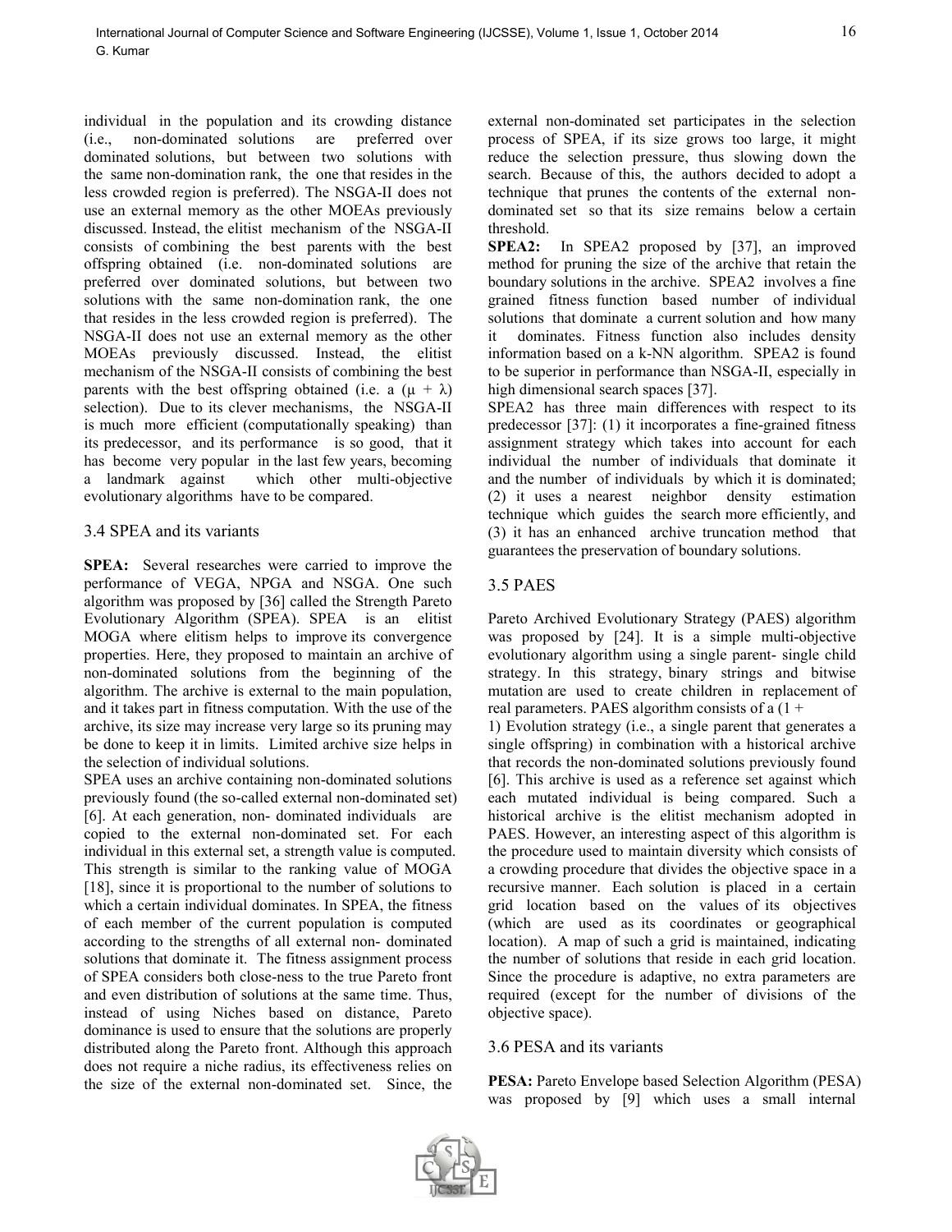individual in the population and its crowding distance (i.e., non-dominated solutions are preferred over dominated solutions, but between two solutions with the same non-domination rank, the one that resides in the less crowded region is preferred). The NSGA-II does not use an external memory as the other MOEAs previously discussed. Instead, the elitist mechanism of the NSGA-II consists of combining the best parents with the best offspring obtained (i.e. non-dominated solutions are preferred over dominated solutions, but between two solutions with the same non-domination rank, the one that resides in the less crowded region is preferred). The NSGA-II does not use an external memory as the other MOEAs previously discussed. Instead, the elitist mechanism of the NSGA-II consists of combining the best parents with the best offspring obtained (i.e. a $(\mu + \lambda)$ selection). Due to its clever mechanisms, the NSGA-II is much more efficient (computationally speaking) than its predecessor, and its performance is so good, that it has become very popular in the last few years, becoming a landmark against which other multi-objective evolutionary algorithms have to be compared.

### 3.4 SPEA and its variants

**SPEA:** Several researches were carried to improve the performance of VEGA, NPGA and NSGA. One such algorithm was proposed by [36] called the Strength Pareto Evolutionary Algorithm (SPEA). SPEA is an elitist MOGA where elitism helps to improve its convergence properties. Here, they proposed to maintain an archive of non-dominated solutions from the beginning of the algorithm. The archive is external to the main population, and it takes part in fitness computation. With the use of the archive, its size may increase very large so its pruning may be done to keep it in limits. Limited archive size helps in the selection of individual solutions.

SPEA uses an archive containing non-dominated solutions previously found (the so-called external non-dominated set) [6]. At each generation, non- dominated individuals are copied to the external non-dominated set. For each individual in this external set, a strength value is computed. This strength is similar to the ranking value of MOGA [18], since it is proportional to the number of solutions to which a certain individual dominates. In SPEA, the fitness of each member of the current population is computed according to the strengths of all external non- dominated solutions that dominate it. The fitness assignment process of SPEA considers both close-ness to the true Pareto front and even distribution of solutions at the same time. Thus, instead of using Niches based on distance, Pareto dominance is used to ensure that the solutions are properly distributed along the Pareto front. Although this approach does not require a niche radius, its effectiveness relies on the size of the external non-dominated set. Since, the external non-dominated set participates in the selection process of SPEA, if its size grows too large, it might reduce the selection pressure, thus slowing down the search. Because of this, the authors decided to adopt a technique that prunes the contents of the external non-dominated set so that its size remains below a certain threshold.

**SPEA2:** In SPEA2 proposed by [37], an improved method for pruning the size of the archive that retain the boundary solutions in the archive. SPEA2 involves a fine grained fitness function based number of individual solutions that dominate a current solution and how many it dominates. Fitness function also includes density information based on a k-NN algorithm. SPEA2 is found to be superior in performance than NSGA-II, especially in high dimensional search spaces [37].

SPEA2 has three main differences with respect to its predecessor [37]: (1) it incorporates a fine-grained fitness assignment strategy which takes into account for each individual the number of individuals that dominate it and the number of individuals by which it is dominated; (2) it uses a nearest neighbor density estimation technique which guides the search more efficiently, and (3) it has an enhanced archive truncation method that guarantees the preservation of boundary solutions.

### 3.5 PAES

Pareto Archived Evolutionary Strategy (PAES) algorithm was proposed by [24]. It is a simple multi-objective evolutionary algorithm using a single parent- single child strategy. In this strategy, binary strings and bitwise mutation are used to create children in replacement of real parameters. PAES algorithm consists of a (1 + 1) Evolution strategy (i.e., a single parent that generates a single offspring) in combination with a historical archive that records the non-dominated solutions previously found [6]. This archive is used as a reference set against which each mutated individual is being compared. Such a historical archive is the elitist mechanism adopted in PAES. However, an interesting aspect of this algorithm is the procedure used to maintain diversity which consists of a crowding procedure that divides the objective space in a recursive manner. Each solution is placed in a certain grid location based on the values of its objectives (which are used as its coordinates or geographical location). A map of such a grid is maintained, indicating the number of solutions that reside in each grid location. Since the procedure is adaptive, no extra parameters are required (except for the number of divisions of the objective space).

### 3.6 PESA and its variants

**PESA:** Pareto Envelope based Selection Algorithm (PESA) was proposed by [9] which uses a small internal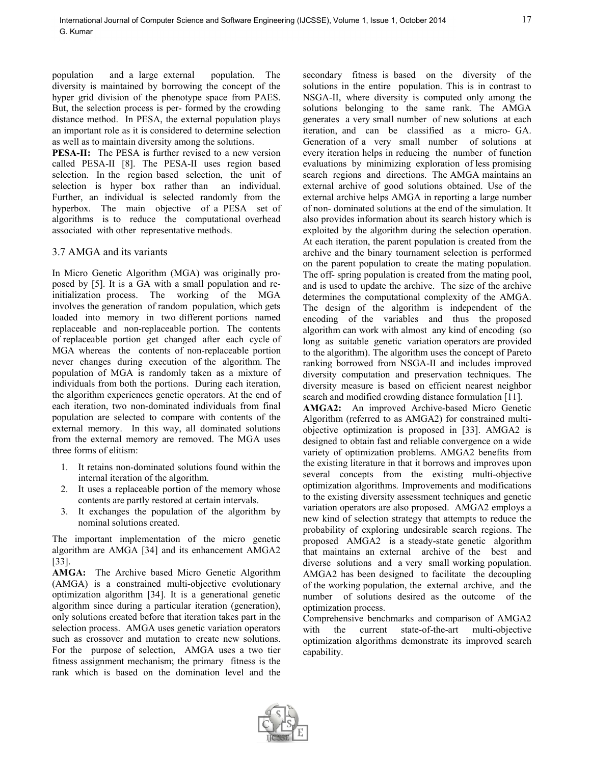population and a large external population. The diversity is maintained by borrowing the concept of the hyper grid division of the phenotype space from PAES. But, the selection process is per- formed by the crowding distance method. In PESA, the external population plays an important role as it is considered to determine selection as well as to maintain diversity among the solutions.

**PESA-II:** The PESA is further revised to a new version called PESA-II [8]. The PESA-II uses region based selection. In the region based selection, the unit of selection is hyper box rather than an individual. Further, an individual is selected randomly from the hyperbox. The main objective of a PESA set of algorithms is to reduce the computational overhead associated with other representative methods.

## 3.7 AMGA and its variants

In Micro Genetic Algorithm (MGA) was originally proposed by [5]. It is a GA with a small population and re-initialization process. The working of the MGA involves the generation of random population, which gets loaded into memory in two different portions named replaceable and non-replaceable portion. The contents of replaceable portion get changed after each cycle of MGA whereas the contents of non-replaceable portion never changes during execution of the algorithm. The population of MGA is randomly taken as a mixture of individuals from both the portions. During each iteration, the algorithm experiences genetic operators. At the end of each iteration, two non-dominated individuals from final population are selected to compare with contents of the external memory. In this way, all dominated solutions from the external memory are removed. The MGA uses three forms of elitism:

1. It retains non-dominated solutions found within the internal iteration of the algorithm.
2. It uses a replaceable portion of the memory whose contents are partly restored at certain intervals.
3. It exchanges the population of the algorithm by nominal solutions created.

The important implementation of the micro genetic algorithm are AMGA [34] and its enhancement AMGA2 [33].

**AMGA:** The Archive based Micro Genetic Algorithm (AMGA) is a constrained multi-objective evolutionary optimization algorithm [34]. It is a generational genetic algorithm since during a particular iteration (generation), only solutions created before that iteration takes part in the selection process. AMGA uses genetic variation operators such as crossover and mutation to create new solutions. For the purpose of selection, AMGA uses a two tier fitness assignment mechanism; the primary fitness is the rank which is based on the domination level and the secondary fitness is based on the diversity of the solutions in the entire population. This is in contrast to NSGA-II, where diversity is computed only among the solutions belonging to the same rank. The AMGA generates a very small number of new solutions at each iteration, and can be classified as a micro- GA. Generation of a very small number of solutions at every iteration helps in reducing the number of function evaluations by minimizing exploration of less promising search regions and directions. The AMGA maintains an external archive of good solutions obtained. Use of the external archive helps AMGA in reporting a large number of non- dominated solutions at the end of the simulation. It also provides information about its search history which is exploited by the algorithm during the selection operation. At each iteration, the parent population is created from the archive and the binary tournament selection is performed on the parent population to create the mating population. The off- spring population is created from the mating pool, and is used to update the archive. The size of the archive determines the computational complexity of the AMGA. The design of the algorithm is independent of the encoding of the variables and thus the proposed algorithm can work with almost any kind of encoding (so long as suitable genetic variation operators are provided to the algorithm). The algorithm uses the concept of Pareto ranking borrowed from NSGA-II and includes improved diversity computation and preservation techniques. The diversity measure is based on efficient nearest neighbor search and modified crowding distance formulation [11].

**AMGA2:** An improved Archive-based Micro Genetic Algorithm (referred to as AMGA2) for constrained multi-objective optimization is proposed in [33]. AMGA2 is designed to obtain fast and reliable convergence on a wide variety of optimization problems. AMGA2 benefits from the existing literature in that it borrows and improves upon several concepts from the existing multi-objective optimization algorithms. Improvements and modifications to the existing diversity assessment techniques and genetic variation operators are also proposed. AMGA2 employs a new kind of selection strategy that attempts to reduce the probability of exploring undesirable search regions. The proposed AMGA2 is a steady-state genetic algorithm that maintains an external archive of the best and diverse solutions and a very small working population. AMGA2 has been designed to facilitate the decoupling of the working population, the external archive, and the number of solutions desired as the outcome of the optimization process.

Comprehensive benchmarks and comparison of AMGA2 with the current state-of-the-art multi-objective optimization algorithms demonstrate its improved search capability.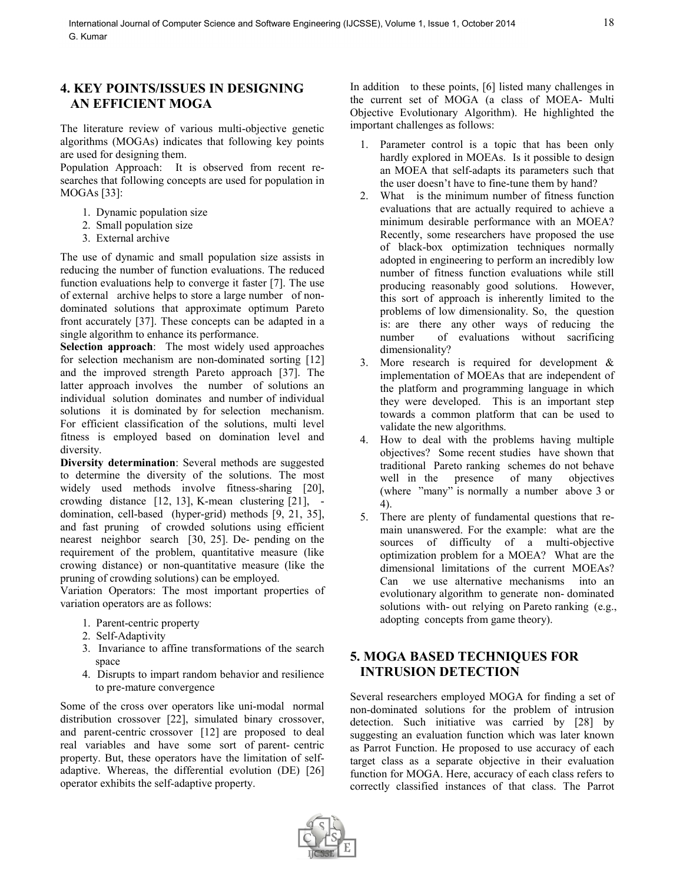## 4. KEY POINTS/ISSUES IN DESIGNING AN EFFICIENT MOGA

The literature review of various multi-objective genetic algorithms (MOGAs) indicates that following key points are used for designing them.

Population Approach: It is observed from recent re-searches that following concepts are used for population in MOGAs [33]:

1. Dynamic population size
2. Small population size
3. External archive

The use of dynamic and small population size assists in reducing the number of function evaluations. The reduced function evaluations help to converge it faster [7]. The use of external archive helps to store a large number of non-dominated solutions that approximate optimum Pareto front accurately [37]. These concepts can be adapted in a single algorithm to enhance its performance.

**Selection approach**: The most widely used approaches for selection mechanism are non-dominated sorting [12] and the improved strength Pareto approach [37]. The latter approach involves the number of solutions an individual solution dominates and number of individual solutions it is dominated by for selection mechanism. For efficient classification of the solutions, multi level fitness is employed based on domination level and diversity.

**Diversity determination**: Several methods are suggested to determine the diversity of the solutions. The most widely used methods involve fitness-sharing [20], crowding distance [12, 13], K-mean clustering [21], -domination, cell-based (hyper-grid) methods [9, 21, 35], and fast pruning of crowded solutions using efficient nearest neighbor search [30, 25]. De- pending on the requirement of the problem, quantitative measure (like crowing distance) or non-quantitative measure (like the pruning of crowding solutions) can be employed.

Variation Operators: The most important properties of variation operators are as follows:

1. Parent-centric property
2. Self-Adaptivity
3. Invariance to affine transformations of the search space
4. Disrupts to impart random behavior and resilience to pre-mature convergence

Some of the cross over operators like uni-modal normal distribution crossover [22], simulated binary crossover, and parent-centric crossover [12] are proposed to deal real variables and have some sort of parent- centric property. But, these operators have the limitation of self-adaptive. Whereas, the differential evolution (DE) [26] operator exhibits the self-adaptive property.

In addition to these points, [6] listed many challenges in the current set of MOGA (a class of MOEA- Multi Objective Evolutionary Algorithm). He highlighted the important challenges as follows:

1. Parameter control is a topic that has been only hardly explored in MOEAs. Is it possible to design an MOEA that self-adapts its parameters such that the user doesn't have to fine-tune them by hand?
2. What is the minimum number of fitness function evaluations that are actually required to achieve a minimum desirable performance with an MOEA? Recently, some researchers have proposed the use of black-box optimization techniques normally adopted in engineering to perform an incredibly low number of fitness function evaluations while still producing reasonably good solutions. However, this sort of approach is inherently limited to the problems of low dimensionality. So, the question is: are there any other ways of reducing the number of evaluations without sacrificing dimensionality?
3. More research is required for development & implementation of MOEAs that are independent of the platform and programming language in which they were developed. This is an important step towards a common platform that can be used to validate the new algorithms.
4. How to deal with the problems having multiple objectives? Some recent studies have shown that traditional Pareto ranking schemes do not behave well in the presence of many objectives (where "many" is normally a number above 3 or 4).
5. There are plenty of fundamental questions that re-main unanswered. For the example: what are the sources of difficulty of a multi-objective optimization problem for a MOEA? What are the dimensional limitations of the current MOEAs? Can we use alternative mechanisms into an evolutionary algorithm to generate non- dominated solutions with- out relying on Pareto ranking (e.g., adopting concepts from game theory).

## 5. MOGA BASED TECHNIQUES FOR INTRUSION DETECTION

Several researchers employed MOGA for finding a set of non-dominated solutions for the problem of intrusion detection. Such initiative was carried by [28] by suggesting an evaluation function which was later known as Parrot Function. He proposed to use accuracy of each target class as a separate objective in their evaluation function for MOGA. Here, accuracy of each class refers to correctly classified instances of that class. The Parrot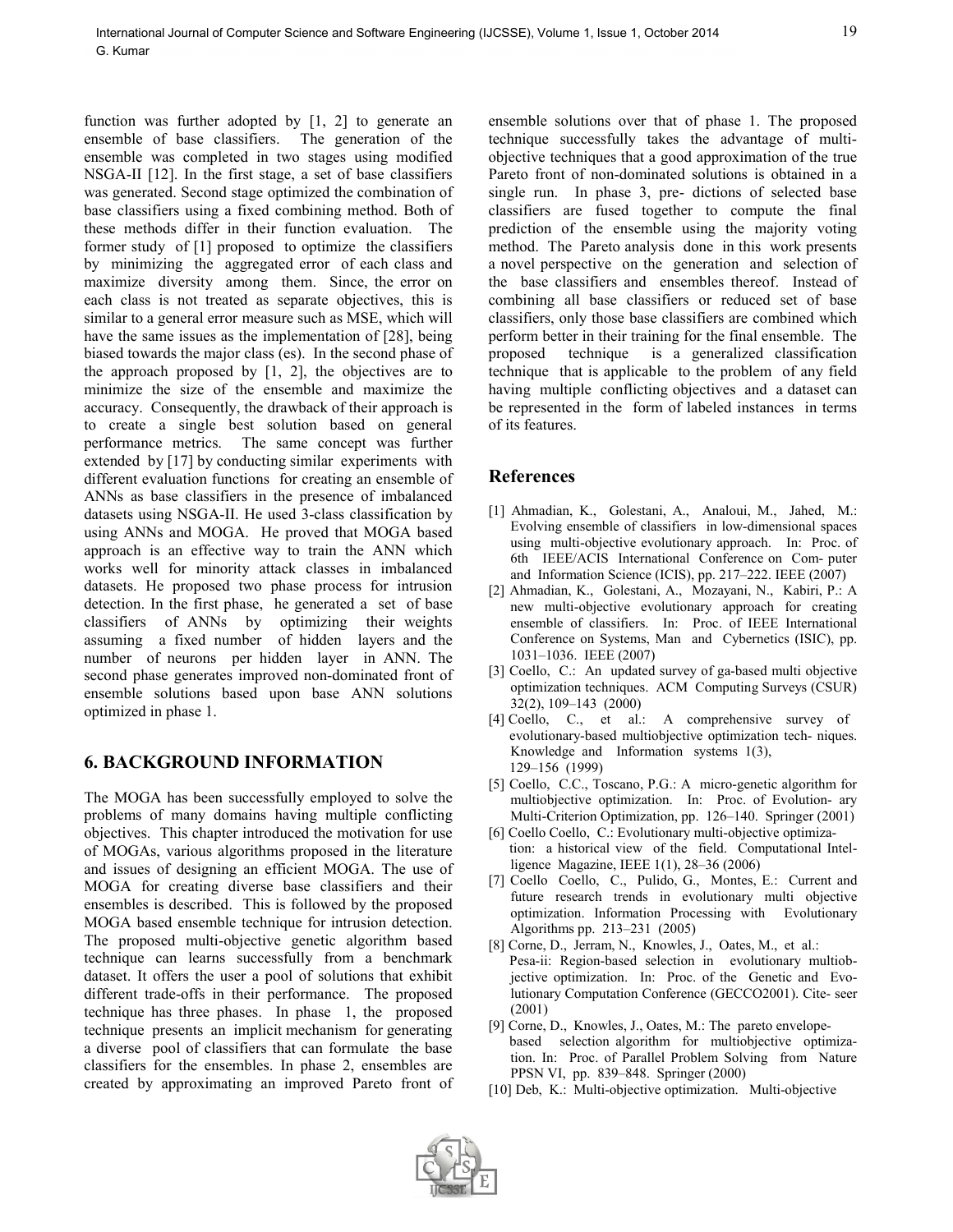function was further adopted by [1, 2] to generate an ensemble of base classifiers. The generation of the ensemble was completed in two stages using modified NSGA-II [12]. In the first stage, a set of base classifiers was generated. Second stage optimized the combination of base classifiers using a fixed combining method. Both of these methods differ in their function evaluation. The former study of [1] proposed to optimize the classifiers by minimizing the aggregated error of each class and maximize diversity among them. Since, the error on each class is not treated as separate objectives, this is similar to a general error measure such as MSE, which will have the same issues as the implementation of [28], being biased towards the major class (es). In the second phase of the approach proposed by [1, 2], the objectives are to minimize the size of the ensemble and maximize the accuracy. Consequently, the drawback of their approach is to create a single best solution based on general performance metrics. The same concept was further extended by [17] by conducting similar experiments with different evaluation functions for creating an ensemble of ANNs as base classifiers in the presence of imbalanced datasets using NSGA-II. He used 3-class classification by using ANNs and MOGA. He proved that MOGA based approach is an effective way to train the ANN which works well for minority attack classes in imbalanced datasets. He proposed two phase process for intrusion detection. In the first phase, he generated a set of base classifiers of ANNs by optimizing their weights assuming a fixed number of hidden layers and the number of neurons per hidden layer in ANN. The second phase generates improved non-dominated front of ensemble solutions based upon base ANN solutions optimized in phase 1.

## 6. BACKGROUND INFORMATION

The MOGA has been successfully employed to solve the problems of many domains having multiple conflicting objectives. This chapter introduced the motivation for use of MOGAs, various algorithms proposed in the literature and issues of designing an efficient MOGA. The use of MOGA for creating diverse base classifiers and their ensembles is described. This is followed by the proposed MOGA based ensemble technique for intrusion detection. The proposed multi-objective genetic algorithm based technique can learns successfully from a benchmark dataset. It offers the user a pool of solutions that exhibit different trade-offs in their performance. The proposed technique has three phases. In phase 1, the proposed technique presents an implicit mechanism for generating a diverse pool of classifiers that can formulate the base classifiers for the ensembles. In phase 2, ensembles are created by approximating an improved Pareto front of ensemble solutions over that of phase 1. The proposed technique successfully takes the advantage of multi-objective techniques that a good approximation of the true Pareto front of non-dominated solutions is obtained in a single run. In phase 3, pre- dictions of selected base classifiers are fused together to compute the final prediction of the ensemble using the majority voting method. The Pareto analysis done in this work presents a novel perspective on the generation and selection of the base classifiers and ensembles thereof. Instead of combining all base classifiers or reduced set of base classifiers, only those base classifiers are combined which perform better in their training for the final ensemble. The proposed technique is a generalized classification technique that is applicable to the problem of any field having multiple conflicting objectives and a dataset can be represented in the form of labeled instances in terms of its features.

## References

[1] Ahmadian, K., Golestani, A., Analoui, M., Jahed, M.: Evolving ensemble of classifiers in low-dimensional spaces using multi-objective evolutionary approach. In: Proc. of 6th IEEE/ACIS International Conference on Com- puter and Information Science (ICIS), pp. 217–222. IEEE (2007)

[2] Ahmadian, K., Golestani, A., Mozayani, N., Kabiri, P.: A new multi-objective evolutionary approach for creating ensemble of classifiers. In: Proc. of IEEE International Conference on Systems, Man and Cybernetics (ISIC), pp. 1031–1036. IEEE (2007)

[3] Coello, C.: An updated survey of ga-based multi objective optimization techniques. ACM Computing Surveys (CSUR) 32(2), 109–143 (2000)

[4] Coello, C., et al.: A comprehensive survey of evolutionary-based multiobjective optimization tech- niques. Knowledge and Information systems 1(3), 129–156 (1999)

[5] Coello, C.C., Toscano, P.G.: A micro-genetic algorithm for multiobjective optimization. In: Proc. of Evolution- ary Multi-Criterion Optimization, pp. 126–140. Springer (2001)

[6] Coello Coello, C.: Evolutionary multi-objective optimiza- tion: a historical view of the field. Computational Intel- ligence Magazine, IEEE 1(1), 28–36 (2006)

[7] Coello Coello, C., Pulido, G., Montes, E.: Current and future research trends in evolutionary multi objective optimization. Information Processing with Evolutionary Algorithms pp. 213–231 (2005)

[8] Corne, D., Jerram, N., Knowles, J., Oates, M., et al.: Pesa-ii: Region-based selection in evolutionary multiob- jective optimization. In: Proc. of the Genetic and Evo- lutionary Computation Conference (GECCO2001). Cite- seer (2001)

[9] Corne, D., Knowles, J., Oates, M.: The pareto envelope- based selection algorithm for multiobjective optimiza- tion. In: Proc. of Parallel Problem Solving from Nature PPSN VI, pp. 839–848. Springer (2000)

[10] Deb, K.: Multi-objective optimization. Multi-objective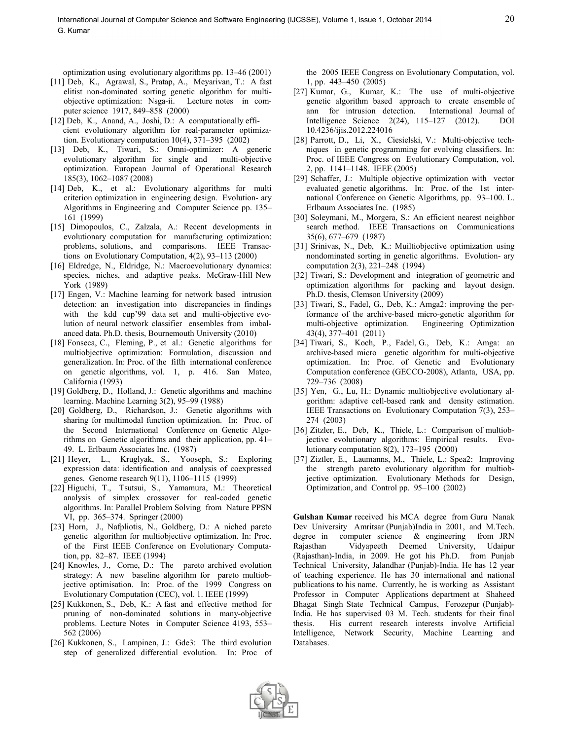optimization using evolutionary algorithms pp. 13–46 (2001)

[11] Deb, K., Agrawal, S., Pratap, A., Meyarivan, T.: A fast elitist non-dominated sorting genetic algorithm for multi-objective optimization: Nsga-ii. Lecture notes in computer science 1917, 849–858 (2000)

[12] Deb, K., Anand, A., Joshi, D.: A computationally efficient evolutionary algorithm for real-parameter optimization. Evolutionary computation 10(4), 371–395 (2002)

[13] Deb, K., Tiwari, S.: Omni-optimizer: A generic evolutionary algorithm for single and multi-objective optimization. European Journal of Operational Research 185(3), 1062–1087 (2008)

[14] Deb, K., et al.: Evolutionary algorithms for multi criterion optimization in engineering design. Evolution- ary Algorithms in Engineering and Computer Science pp. 135–161 (1999)

[15] Dimopoulos, C., Zalzala, A.: Recent developments in evolutionary computation for manufacturing optimization: problems, solutions, and comparisons. IEEE Transactions on Evolutionary Computation, 4(2), 93–113 (2000)

[16] Eldredge, N., Eldridge, N.: Macroevolutionary dynamics: species, niches, and adaptive peaks. McGraw-Hill New York (1989)

[17] Engen, V.: Machine learning for network based intrusion detection: an investigation into discrepancies in findings with the kdd cup'99 data set and multi-objective evolution of neural network classifier ensembles from imbalanced data. Ph.D. thesis, Bournemouth University (2010)

[18] Fonseca, C., Fleming, P., et al.: Genetic algorithms for multiobjective optimization: Formulation, discussion and generalization. In: Proc. of the fifth international conference on genetic algorithms, vol. 1, p. 416. San Mateo, California (1993)

[19] Goldberg, D., Holland, J.: Genetic algorithms and machine learning. Machine Learning 3(2), 95–99 (1988)

[20] Goldberg, D., Richardson, J.: Genetic algorithms with sharing for multimodal function optimization. In: Proc. of the Second International Conference on Genetic Algorithms on Genetic algorithms and their application, pp. 41–49. L. Erlbaum Associates Inc. (1987)

[21] Heyer, L., Kruglyak, S., Yooseph, S.: Exploring expression data: identification and analysis of coexpressed genes. Genome research 9(11), 1106–1115 (1999)

[22] Higuchi, T., Tsutsui, S., Yamamura, M.: Theoretical analysis of simplex crossover for real-coded genetic algorithms. In: Parallel Problem Solving from Nature PPSN VI, pp. 365–374. Springer (2000)

[23] Horn, J., Nafpliotis, N., Goldberg, D.: A niched pareto genetic algorithm for multiobjective optimization. In: Proc. of the First IEEE Conference on Evolutionary Computation, pp. 82–87. IEEE (1994)

[24] Knowles, J., Corne, D.: The pareto archived evolution strategy: A new baseline algorithm for pareto multiobjective optimisation. In: Proc. of the 1999 Congress on Evolutionary Computation (CEC), vol. 1. IEEE (1999)

[25] Kukkonen, S., Deb, K.: A fast and effective method for pruning of non-dominated solutions in many-objective problems. Lecture Notes in Computer Science 4193, 553–562 (2006)

[26] Kukkonen, S., Lampinen, J.: Gde3: The third evolution step of generalized differential evolution. In: Proc of the 2005 IEEE Congress on Evolutionary Computation, vol. 1, pp. 443–450 (2005)

[27] Kumar, G., Kumar, K.: The use of multi-objective genetic algorithm based approach to create ensemble of ann for intrusion detection. International Journal of Intelligence Science 2(24), 115–127 (2012). DOI 10.4236/ijis.2012.224016

[28] Parrott, D., Li, X., Ciesielski, V.: Multi-objective techniques in genetic programming for evolving classifiers. In: Proc. of IEEE Congress on Evolutionary Computation, vol. 2, pp. 1141–1148. IEEE (2005)

[29] Schaffer, J.: Multiple objective optimization with vector evaluated genetic algorithms. In: Proc. of the 1st international Conference on Genetic Algorithms, pp. 93–100. L. Erlbaum Associates Inc. (1985)

[30] Soleymani, M., Morgera, S.: An efficient nearest neighbor search method. IEEE Transactions on Communications 35(6), 677–679 (1987)

[31] Srinivas, N., Deb, K.: Muiltiobjective optimization using nondominated sorting in genetic algorithms. Evolution- ary computation 2(3), 221–248 (1994)

[32] Tiwari, S.: Development and integration of geometric and optimization algorithms for packing and layout design. Ph.D. thesis, Clemson University (2009)

[33] Tiwari, S., Fadel, G., Deb, K.: Amga2: improving the performance of the archive-based micro-genetic algorithm for multi-objective optimization. Engineering Optimization 43(4), 377–401 (2011)

[34] Tiwari, S., Koch, P., Fadel, G., Deb, K.: Amga: an archive-based micro genetic algorithm for multi-objective optimization. In: Proc. of Genetic and Evolutionary Computation conference (GECCO-2008), Atlanta, USA, pp. 729–736 (2008)

[35] Yen, G., Lu, H.: Dynamic multiobjective evolutionary algorithm: adaptive cell-based rank and density estimation. IEEE Transactions on Evolutionary Computation 7(3), 253–274 (2003)

[36] Zitzler, E., Deb, K., Thiele, L.: Comparison of multiobjective evolutionary algorithms: Empirical results. Evolutionary computation 8(2), 173–195 (2000)

[37] Ziztler, E., Laumanns, M., Thiele, L.: Spea2: Improving the strength pareto evolutionary algorithm for multiobjective optimization. Evolutionary Methods for Design, Optimization, and Control pp. 95–100 (2002)

**Gulshan Kumar** received his MCA degree from Guru Nanak Dev University Amritsar (Punjab)India in 2001, and M.Tech. degree in computer science & engineering from JRN Rajasthan Vidyapeeth Deemed University, Udaipur (Rajasthan)-India, in 2009. He got his Ph.D. from Punjab Technical University, Jalandhar (Punjab)-India. He has 12 year of teaching experience. He has 30 international and national publications to his name. Currently, he is working as Assistant Professor in Computer Applications department at Shaheed Bhagat Singh State Technical Campus, Ferozepur (Punjab)-India. He has supervised 03 M. Tech. students for their final thesis. His current research interests involve Artificial Intelligence, Network Security, Machine Learning and Databases.